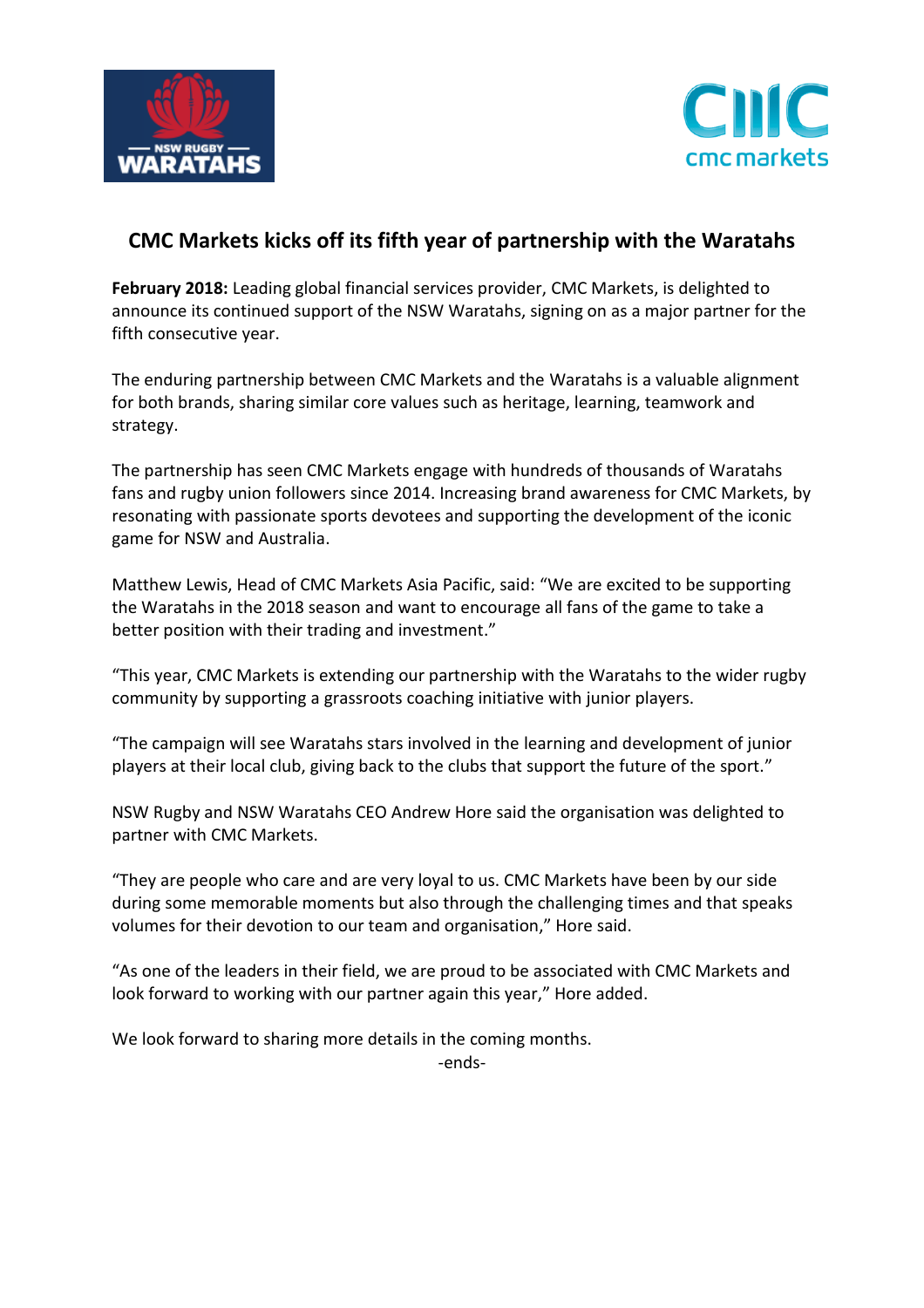# CMC Markets kicks off its fifth year of partnership with the Waratahs

**February 2018:** Leading global financial services provider, CMC Markets, is delighted to announce its continued support of the NSW Waratahs, signing on as a major partner for the fifth consecutive year.

The enduring partnership between CMC Markets and the Waratahs is a valuable alignment for both brands, sharing similar core values such as heritage, learning, teamwork and strategy.

The partnership has seen CMC Markets engage with hundreds of thousands of Waratahs fans and rugby union followers since 2014. Increasing brand awareness for CMC Markets, by resonating with passionate sports devotees and supporting the development of the iconic game for NSW and Australia.

Matthew Lewis, Head of CMC Markets Asia Pacific, said: “We are excited to be supporting the Waratahs in the 2018 season and want to encourage all fans of the game to take a better position with their trading and investment.”

“This year, CMC Markets is extending our partnership with the Waratahs to the wider rugby community by supporting a grassroots coaching initiative with junior players.

“The campaign will see Waratahs stars involved in the learning and development of junior players at their local club, giving back to the clubs that support the future of the sport.”

NSW Rugby and NSW Waratahs CEO Andrew Hore said the organisation was delighted to partner with CMC Markets.

“They are people who care and are very loyal to us. CMC Markets have been by our side during some memorable moments but also through the challenging times and that speaks volumes for their devotion to our team and organisation,” Hore said.

“As one of the leaders in their field, we are proud to be associated with CMC Markets and look forward to working with our partner again this year,” Hore added.

We look forward to sharing more details in the coming months.

-ends-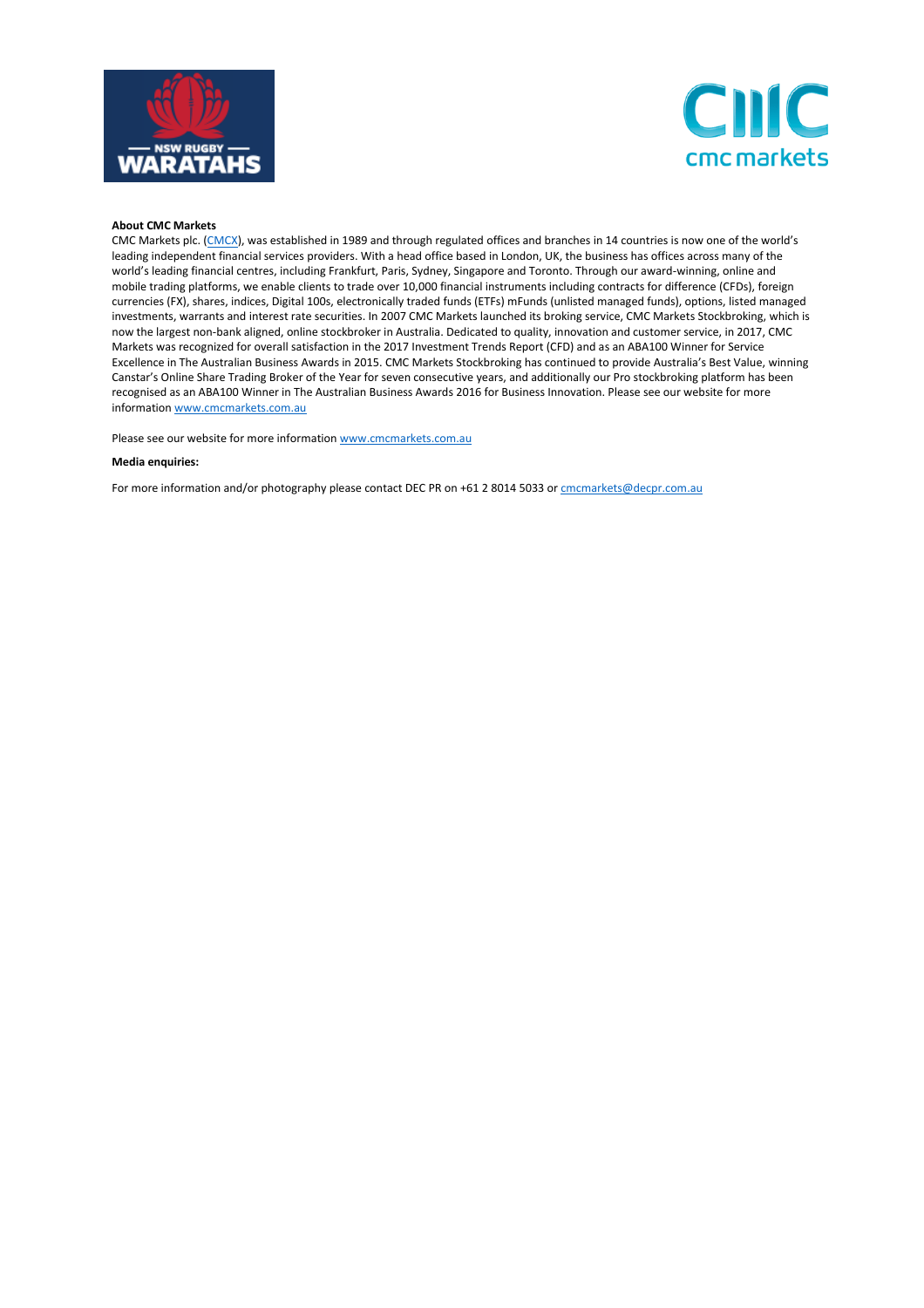**About CMC Markets**

CMC Markets plc. (CMCX), was established in 1989 and through regulated offices and branches in 14 countries is now one of the world's leading independent financial services providers. With a head office based in London, UK, the business has offices across many of the world's leading financial centres, including Frankfurt, Paris, Sydney, Singapore and Toronto. Through our award-winning, online and mobile trading platforms, we enable clients to trade over 10,000 financial instruments including contracts for difference (CFDs), foreign currencies (FX), shares, indices, Digital 100s, electronically traded funds (ETFs) mFunds (unlisted managed funds), options, listed managed investments, warrants and interest rate securities. In 2007 CMC Markets launched its broking service, CMC Markets Stockbroking, which is now the largest non-bank aligned, online stockbroker in Australia. Dedicated to quality, innovation and customer service, in 2017, CMC Markets was recognized for overall satisfaction in the 2017 Investment Trends Report (CFD) and as an ABA100 Winner for Service Excellence in The Australian Business Awards in 2015. CMC Markets Stockbroking has continued to provide Australia's Best Value, winning Canstar's Online Share Trading Broker of the Year for seven consecutive years, and additionally our Pro stockbroking platform has been recognised as an ABA100 Winner in The Australian Business Awards 2016 for Business Innovation. Please see our website for more information www.cmcmarkets.com.au

Please see our website for more information www.cmcmarkets.com.au

**Media enquiries:**

For more information and/or photography please contact DEC PR on +61 2 8014 5033 or cmcmarkets@decpr.com.au